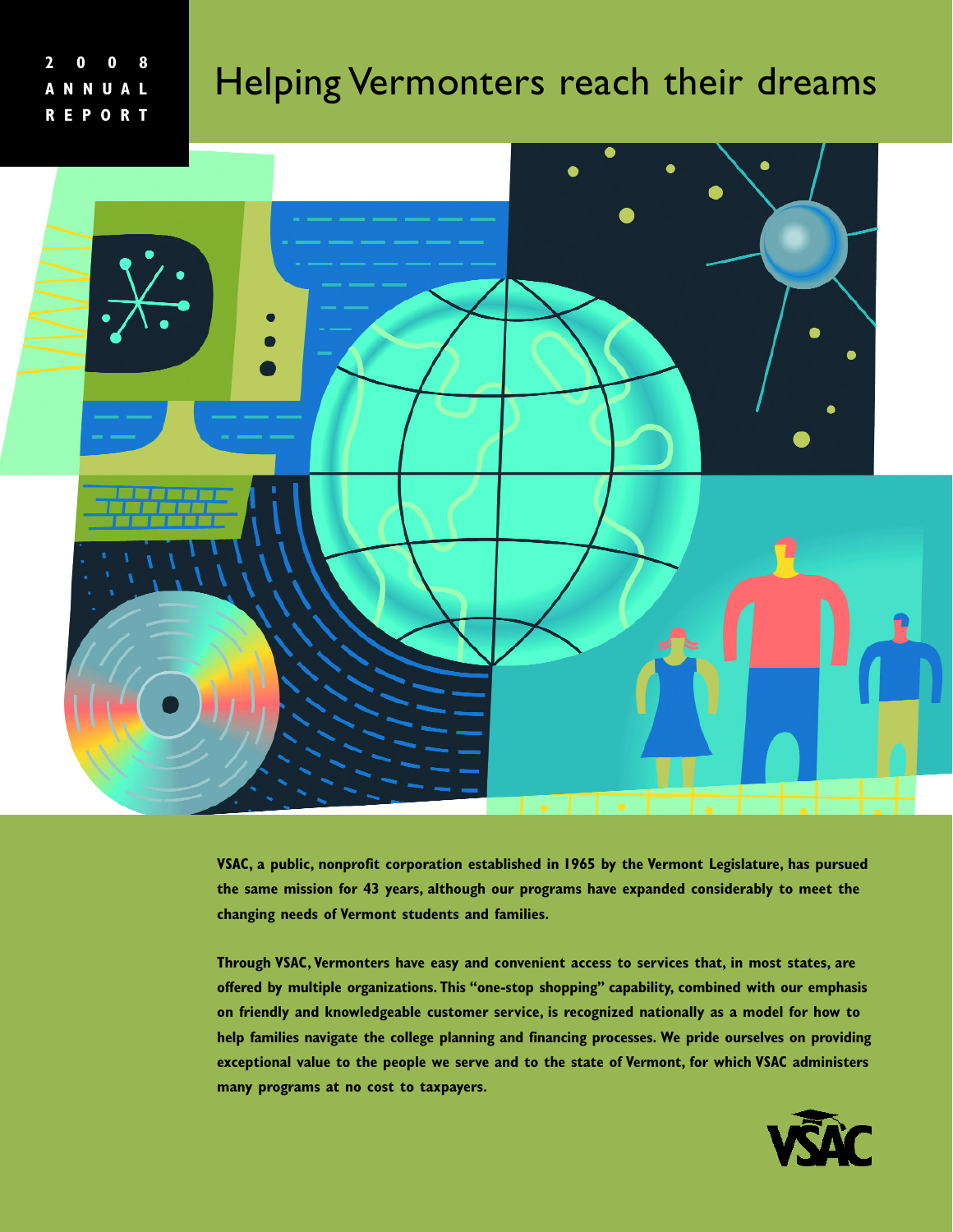2008 ANNUAL REPORT

# Helping Vermonters reach their dreams

**VSAC, a public, nonprofit corporation established in 1965 by the Vermont Legislature, has pursued the same mission for 43 years, although our programs have expanded considerably to meet the changing needs of Vermont students and families.**

**Through VSAC, Vermonters have easy and convenient access to services that, in most states, are offered by multiple organizations. This "one-stop shopping" capability, combined with our emphasis on friendly and knowledgeable customer service, is recognized nationally as a model for how to help families navigate the college planning and financing processes. We pride ourselves on providing exceptional value to the people we serve and to the state of Vermont, for which VSAC administers many programs at no cost to taxpayers.**

VSAC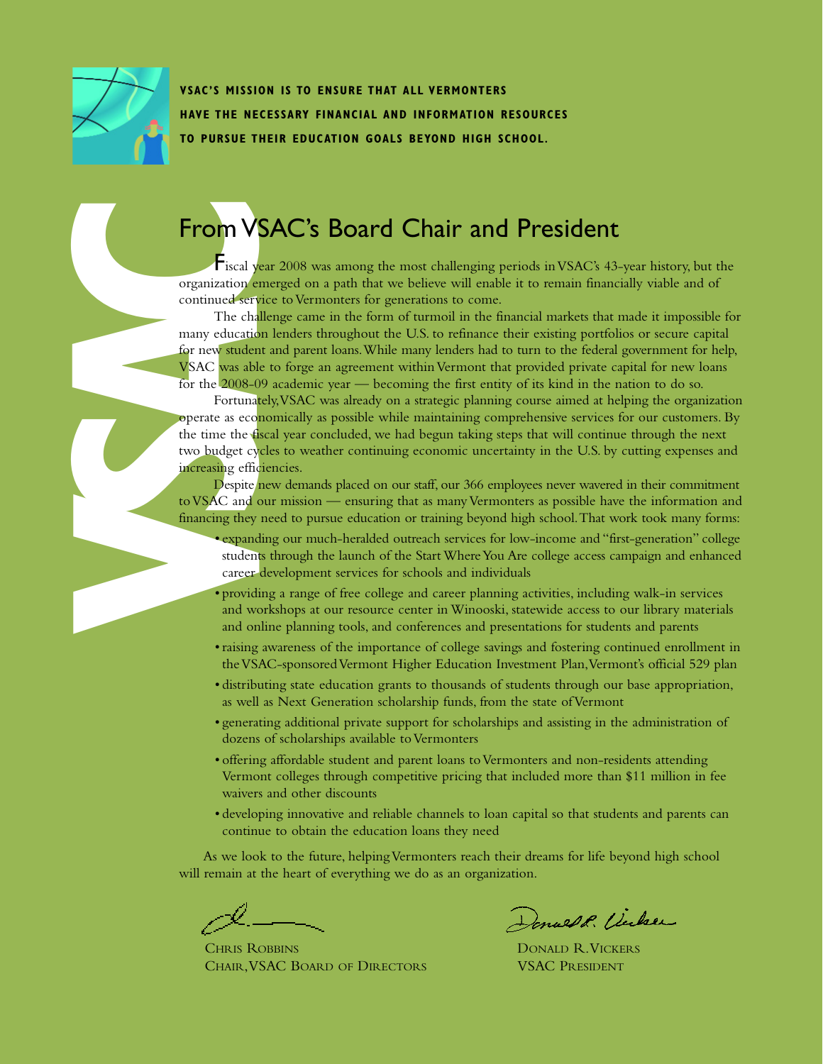**VSAC'S MISSION IS TO ENSURE THAT ALL VERMONTERS HAVE THE NECESSARY FINANCIAL AND INFORMATION RESOURCES TO PURSUE THEIR EDUCATION GOALS BEYOND HIGH SCHOOL.**

# From VSAC's Board Chair and President

Fiscal year 2008 was among the most challenging periods in VSAC's 43-year history, but the organization emerged on a path that we believe will enable it to remain financially viable and of continued service to Vermonters for generations to come.

The challenge came in the form of turmoil in the financial markets that made it impossible for many education lenders throughout the U.S. to refinance their existing portfolios or secure capital for new student and parent loans. While many lenders had to turn to the federal government for help, VSAC was able to forge an agreement within Vermont that provided private capital for new loans for the 2008-09 academic year — becoming the first entity of its kind in the nation to do so.

Fortunately, VSAC was already on a strategic planning course aimed at helping the organization operate as economically as possible while maintaining comprehensive services for our customers. By the time the fiscal year concluded, we had begun taking steps that will continue through the next two budget cycles to weather continuing economic uncertainty in the U.S. by cutting expenses and increasing efficiencies.

Despite new demands placed on our staff, our 366 employees never wavered in their commitment to VSAC and our mission — ensuring that as many Vermonters as possible have the information and financing they need to pursue education or training beyond high school. That work took many forms:

- expanding our much-heralded outreach services for low-income and "first-generation" college students through the launch of the Start Where You Are college access campaign and enhanced career development services for schools and individuals
- providing a range of free college and career planning activities, including walk-in services and workshops at our resource center in Winooski, statewide access to our library materials and online planning tools, and conferences and presentations for students and parents
- raising awareness of the importance of college savings and fostering continued enrollment in the VSAC-sponsored Vermont Higher Education Investment Plan, Vermont's official 529 plan
- distributing state education grants to thousands of students through our base appropriation, as well as Next Generation scholarship funds, from the state of Vermont
- generating additional private support for scholarships and assisting in the administration of dozens of scholarships available to Vermonters
- offering affordable student and parent loans to Vermonters and non-residents attending Vermont colleges through competitive pricing that included more than $11 million in fee waivers and other discounts
- developing innovative and reliable channels to loan capital so that students and parents can continue to obtain the education loans they need

As we look to the future, helping Vermonters reach their dreams for life beyond high school will remain at the heart of everything we do as an organization.

Chris Robbins
Chair, VSAC Board of Directors

Donald R. Vickers
VSAC President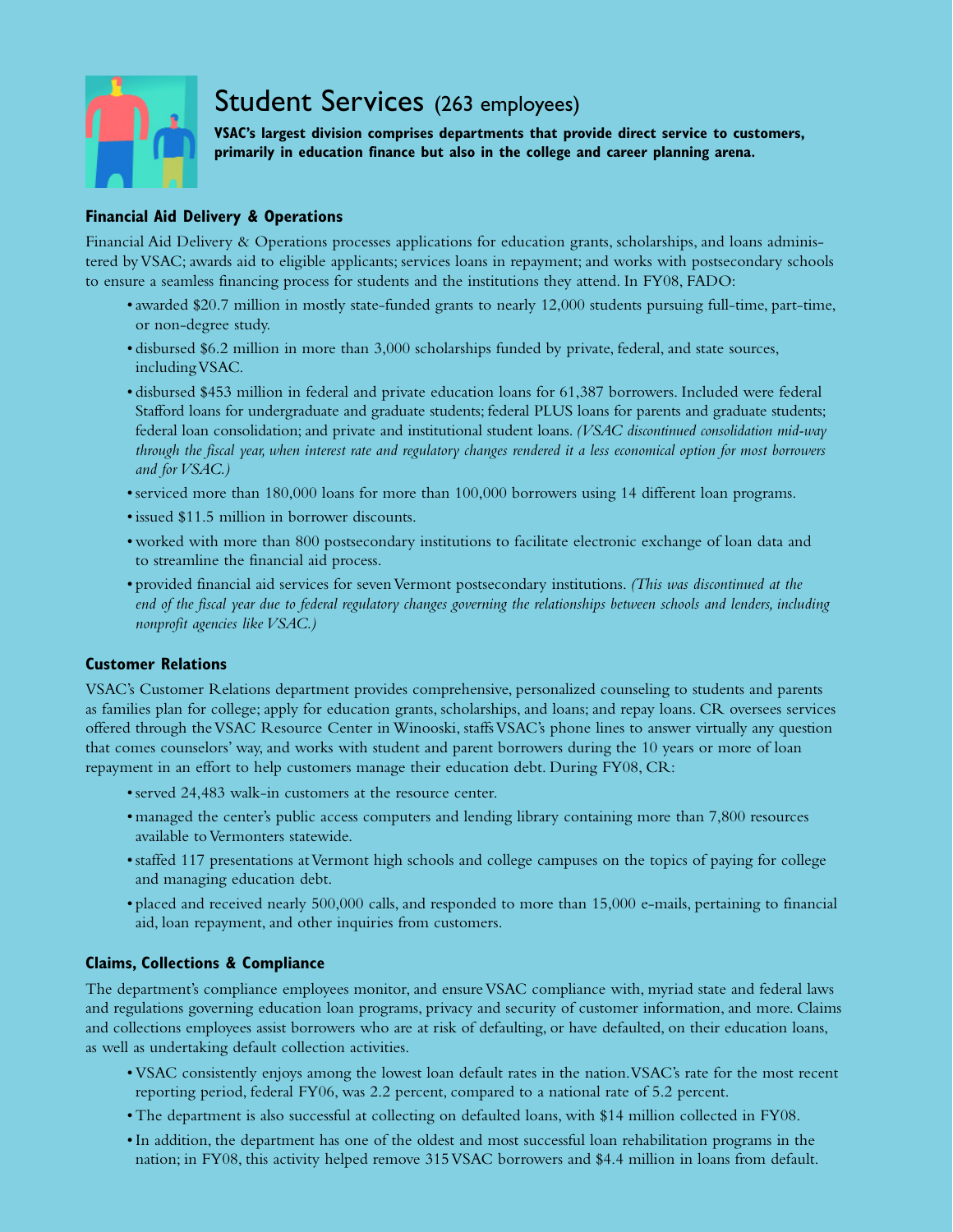# Student Services (263 employees)

**VSAC's largest division comprises departments that provide direct service to customers, primarily in education finance but also in the college and career planning arena.**

### Financial Aid Delivery & Operations

Financial Aid Delivery & Operations processes applications for education grants, scholarships, and loans administered by VSAC; awards aid to eligible applicants; services loans in repayment; and works with postsecondary schools to ensure a seamless financing process for students and the institutions they attend. In FY08, FADO:

- awarded $20.7 million in mostly state-funded grants to nearly 12,000 students pursuing full-time, part-time, or non-degree study.
- disbursed $6.2 million in more than 3,000 scholarships funded by private, federal, and state sources, including VSAC.
- disbursed $453 million in federal and private education loans for 61,387 borrowers. Included were federal Stafford loans for undergraduate and graduate students; federal PLUS loans for parents and graduate students; federal loan consolidation; and private and institutional student loans. *(VSAC discontinued consolidation mid-way through the fiscal year, when interest rate and regulatory changes rendered it a less economical option for most borrowers and for VSAC.)*
- serviced more than 180,000 loans for more than 100,000 borrowers using 14 different loan programs.
- issued $11.5 million in borrower discounts.
- worked with more than 800 postsecondary institutions to facilitate electronic exchange of loan data and to streamline the financial aid process.
- provided financial aid services for seven Vermont postsecondary institutions. *(This was discontinued at the end of the fiscal year due to federal regulatory changes governing the relationships between schools and lenders, including nonprofit agencies like VSAC.)*

### Customer Relations

VSAC's Customer Relations department provides comprehensive, personalized counseling to students and parents as families plan for college; apply for education grants, scholarships, and loans; and repay loans. CR oversees services offered through the VSAC Resource Center in Winooski, staffs VSAC's phone lines to answer virtually any question that comes counselors' way, and works with student and parent borrowers during the 10 years or more of loan repayment in an effort to help customers manage their education debt. During FY08, CR:

- served 24,483 walk-in customers at the resource center.
- managed the center's public access computers and lending library containing more than 7,800 resources available to Vermonters statewide.
- staffed 117 presentations at Vermont high schools and college campuses on the topics of paying for college and managing education debt.
- placed and received nearly 500,000 calls, and responded to more than 15,000 e-mails, pertaining to financial aid, loan repayment, and other inquiries from customers.

### Claims, Collections & Compliance

The department's compliance employees monitor, and ensure VSAC compliance with, myriad state and federal laws and regulations governing education loan programs, privacy and security of customer information, and more. Claims and collections employees assist borrowers who are at risk of defaulting, or have defaulted, on their education loans, as well as undertaking default collection activities.

- VSAC consistently enjoys among the lowest loan default rates in the nation. VSAC's rate for the most recent reporting period, federal FY06, was 2.2 percent, compared to a national rate of 5.2 percent.
- The department is also successful at collecting on defaulted loans, with $14 million collected in FY08.
- In addition, the department has one of the oldest and most successful loan rehabilitation programs in the nation; in FY08, this activity helped remove 315 VSAC borrowers and $4.4 million in loans from default.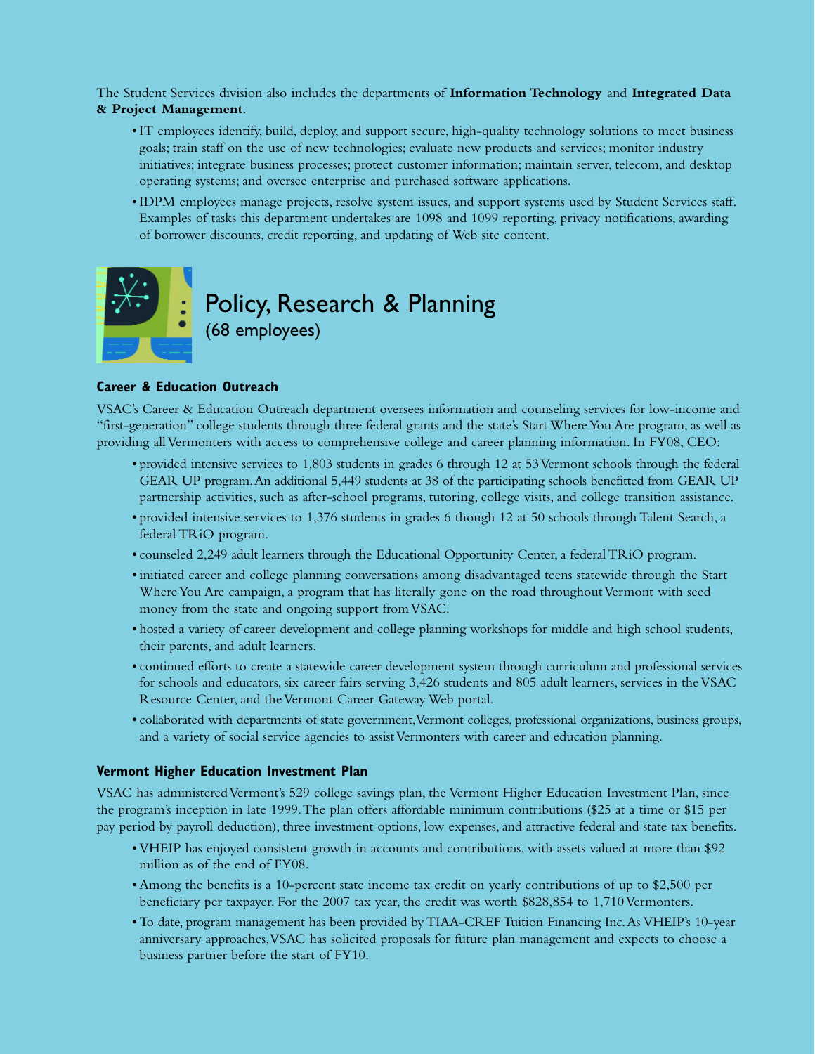The Student Services division also includes the departments of **Information Technology** and **Integrated Data & Project Management**.

- IT employees identify, build, deploy, and support secure, high-quality technology solutions to meet business goals; train staff on the use of new technologies; evaluate new products and services; monitor industry initiatives; integrate business processes; protect customer information; maintain server, telecom, and desktop operating systems; and oversee enterprise and purchased software applications.
- IDPM employees manage projects, resolve system issues, and support systems used by Student Services staff. Examples of tasks this department undertakes are 1098 and 1099 reporting, privacy notifications, awarding of borrower discounts, credit reporting, and updating of Web site content.

# Policy, Research & Planning
(68 employees)

### Career & Education Outreach

VSAC's Career & Education Outreach department oversees information and counseling services for low-income and "first-generation" college students through three federal grants and the state's Start Where You Are program, as well as providing all Vermonters with access to comprehensive college and career planning information. In FY08, CEO:

- provided intensive services to 1,803 students in grades 6 through 12 at 53 Vermont schools through the federal GEAR UP program. An additional 5,449 students at 38 of the participating schools benefitted from GEAR UP partnership activities, such as after-school programs, tutoring, college visits, and college transition assistance.
- provided intensive services to 1,376 students in grades 6 though 12 at 50 schools through Talent Search, a federal TRiO program.
- counseled 2,249 adult learners through the Educational Opportunity Center, a federal TRiO program.
- initiated career and college planning conversations among disadvantaged teens statewide through the Start Where You Are campaign, a program that has literally gone on the road throughout Vermont with seed money from the state and ongoing support from VSAC.
- hosted a variety of career development and college planning workshops for middle and high school students, their parents, and adult learners.
- continued efforts to create a statewide career development system through curriculum and professional services for schools and educators, six career fairs serving 3,426 students and 805 adult learners, services in the VSAC Resource Center, and the Vermont Career Gateway Web portal.
- collaborated with departments of state government, Vermont colleges, professional organizations, business groups, and a variety of social service agencies to assist Vermonters with career and education planning.

### Vermont Higher Education Investment Plan

VSAC has administered Vermont's 529 college savings plan, the Vermont Higher Education Investment Plan, since the program's inception in late 1999. The plan offers affordable minimum contributions ($25 at a time or $15 per pay period by payroll deduction), three investment options, low expenses, and attractive federal and state tax benefits.

- VHEIP has enjoyed consistent growth in accounts and contributions, with assets valued at more than $92 million as of the end of FY08.
- Among the benefits is a 10-percent state income tax credit on yearly contributions of up to $2,500 per beneficiary per taxpayer. For the 2007 tax year, the credit was worth $828,854 to 1,710 Vermonters.
- To date, program management has been provided by TIAA-CREF Tuition Financing Inc. As VHEIP's 10-year anniversary approaches, VSAC has solicited proposals for future plan management and expects to choose a business partner before the start of FY10.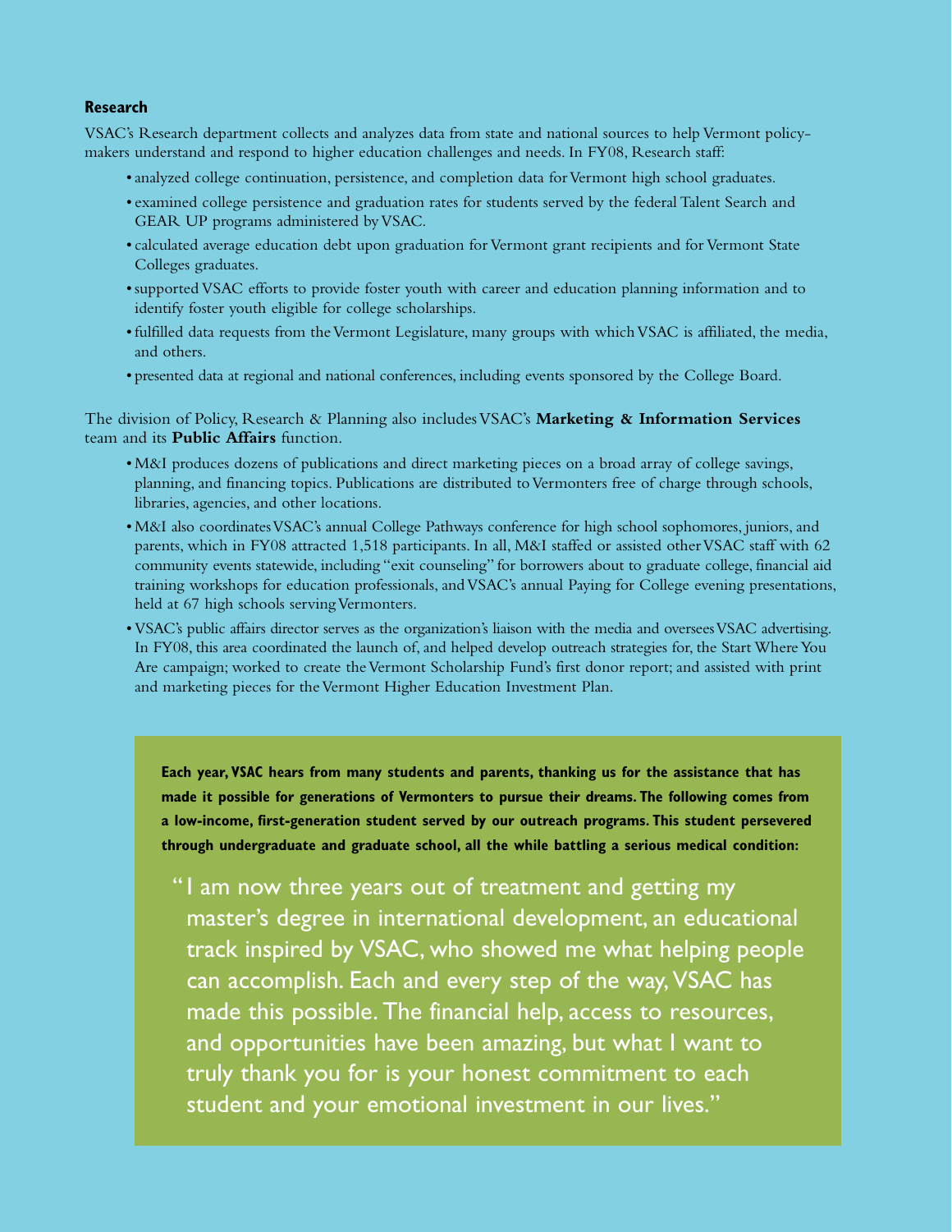### Research

VSAC's Research department collects and analyzes data from state and national sources to help Vermont policy-makers understand and respond to higher education challenges and needs. In FY08, Research staff:

- analyzed college continuation, persistence, and completion data for Vermont high school graduates.
- examined college persistence and graduation rates for students served by the federal Talent Search and GEAR UP programs administered by VSAC.
- calculated average education debt upon graduation for Vermont grant recipients and for Vermont State Colleges graduates.
- supported VSAC efforts to provide foster youth with career and education planning information and to identify foster youth eligible for college scholarships.
- fulfilled data requests from the Vermont Legislature, many groups with which VSAC is affiliated, the media, and others.
- presented data at regional and national conferences, including events sponsored by the College Board.

The division of Policy, Research & Planning also includes VSAC's **Marketing & Information Services** team and its **Public Affairs** function.

- M&I produces dozens of publications and direct marketing pieces on a broad array of college savings, planning, and financing topics. Publications are distributed to Vermonters free of charge through schools, libraries, agencies, and other locations.
- M&I also coordinates VSAC's annual College Pathways conference for high school sophomores, juniors, and parents, which in FY08 attracted 1,518 participants. In all, M&I staffed or assisted other VSAC staff with 62 community events statewide, including "exit counseling" for borrowers about to graduate college, financial aid training workshops for education professionals, and VSAC's annual Paying for College evening presentations, held at 67 high schools serving Vermonters.
- VSAC's public affairs director serves as the organization's liaison with the media and oversees VSAC advertising. In FY08, this area coordinated the launch of, and helped develop outreach strategies for, the Start Where You Are campaign; worked to create the Vermont Scholarship Fund's first donor report; and assisted with print and marketing pieces for the Vermont Higher Education Investment Plan.

**Each year, VSAC hears from many students and parents, thanking us for the assistance that has made it possible for generations of Vermonters to pursue their dreams. The following comes from a low-income, first-generation student served by our outreach programs. This student persevered through undergraduate and graduate school, all the while battling a serious medical condition:**

"I am now three years out of treatment and getting my master's degree in international development, an educational track inspired by VSAC, who showed me what helping people can accomplish. Each and every step of the way, VSAC has made this possible. The financial help, access to resources, and opportunities have been amazing, but what I want to truly thank you for is your honest commitment to each student and your emotional investment in our lives."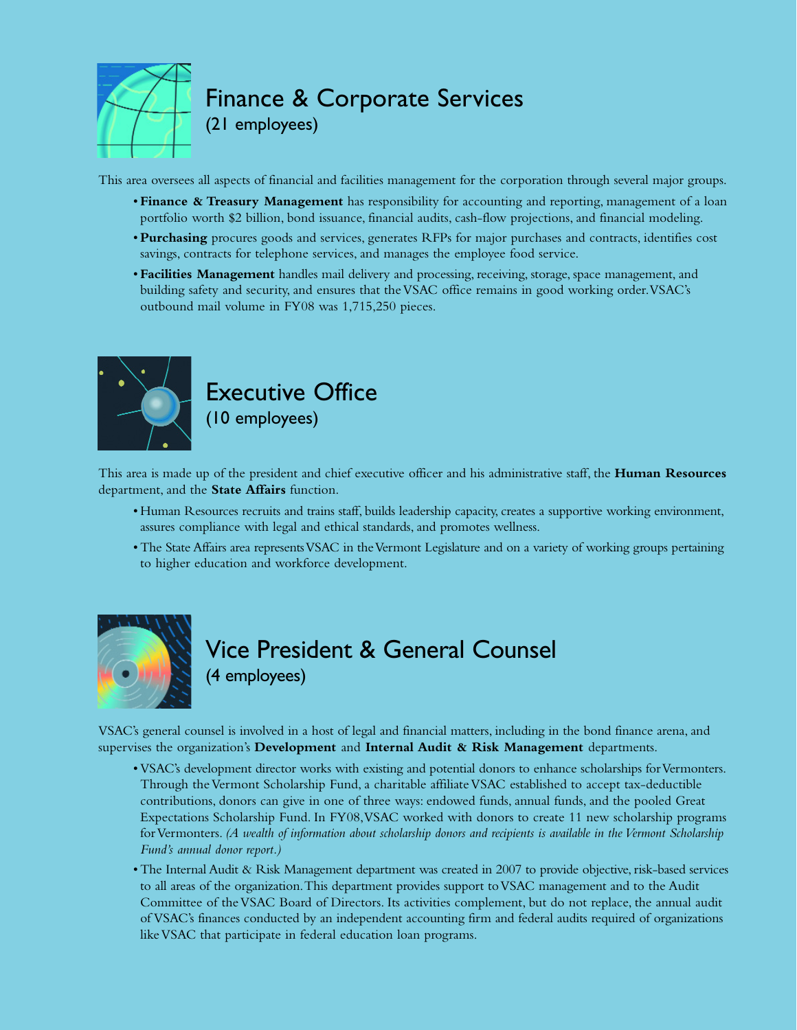## Finance & Corporate Services
(21 employees)

This area oversees all aspects of financial and facilities management for the corporation through several major groups.

- **Finance & Treasury Management** has responsibility for accounting and reporting, management of a loan portfolio worth $2 billion, bond issuance, financial audits, cash-flow projections, and financial modeling.
- **Purchasing** procures goods and services, generates RFPs for major purchases and contracts, identifies cost savings, contracts for telephone services, and manages the employee food service.
- **Facilities Management** handles mail delivery and processing, receiving, storage, space management, and building safety and security, and ensures that the VSAC office remains in good working order. VSAC's outbound mail volume in FY08 was 1,715,250 pieces.

## Executive Office
(10 employees)

This area is made up of the president and chief executive officer and his administrative staff, the **Human Resources** department, and the **State Affairs** function.

- Human Resources recruits and trains staff, builds leadership capacity, creates a supportive working environment, assures compliance with legal and ethical standards, and promotes wellness.
- The State Affairs area represents VSAC in the Vermont Legislature and on a variety of working groups pertaining to higher education and workforce development.

## Vice President & General Counsel
(4 employees)

VSAC's general counsel is involved in a host of legal and financial matters, including in the bond finance arena, and supervises the organization's **Development** and **Internal Audit & Risk Management** departments.

- VSAC's development director works with existing and potential donors to enhance scholarships for Vermonters. Through the Vermont Scholarship Fund, a charitable affiliate VSAC established to accept tax-deductible contributions, donors can give in one of three ways: endowed funds, annual funds, and the pooled Great Expectations Scholarship Fund. In FY08, VSAC worked with donors to create 11 new scholarship programs for Vermonters. *(A wealth of information about scholarship donors and recipients is available in the Vermont Scholarship Fund's annual donor report.)*
- The Internal Audit & Risk Management department was created in 2007 to provide objective, risk-based services to all areas of the organization. This department provides support to VSAC management and to the Audit Committee of the VSAC Board of Directors. Its activities complement, but do not replace, the annual audit of VSAC's finances conducted by an independent accounting firm and federal audits required of organizations like VSAC that participate in federal education loan programs.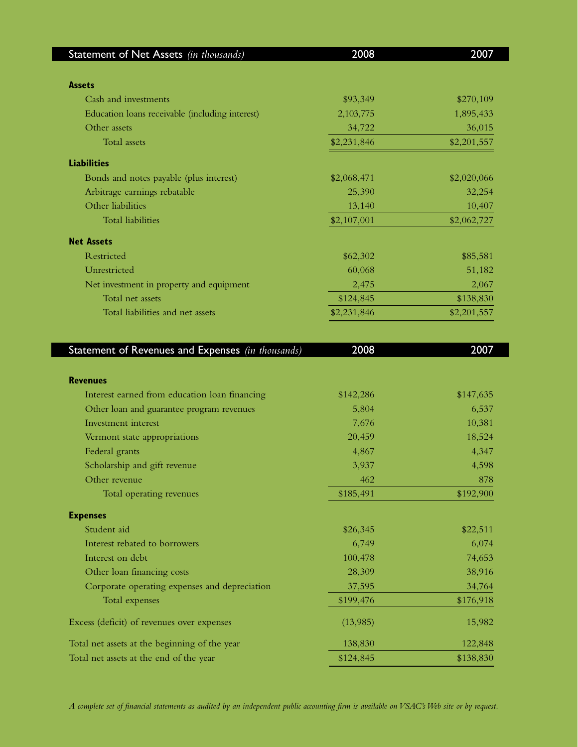| Statement of Net Assets *(in thousands)* | 2008 | 2007 |
|---|---|---|
| **Assets** | | |
| Cash and investments | $93,349 | $270,109 |
| Education loans receivable (including interest) | 2,103,775 | 1,895,433 |
| Other assets | 34,722 | 36,015 |
| Total assets | $2,231,846 | $2,201,557 |
| **Liabilities** | | |
| Bonds and notes payable (plus interest) | $2,068,471 | $2,020,066 |
| Arbitrage earnings rebatable | 25,390 | 32,254 |
| Other liabilities | 13,140 | 10,407 |
| Total liabilities | $2,107,001 | $2,062,727 |
| **Net Assets** | | |
| Restricted | $62,302 | $85,581 |
| Unrestricted | 60,068 | 51,182 |
| Net investment in property and equipment | 2,475 | 2,067 |
| Total net assets | $124,845 | $138,830 |
| Total liabilities and net assets | $2,231,846 | $2,201,557 |

| Statement of Revenues and Expenses *(in thousands)* | 2008 | 2007 |
|---|---|---|
| **Revenues** | | |
| Interest earned from education loan financing | $142,286 | $147,635 |
| Other loan and guarantee program revenues | 5,804 | 6,537 |
| Investment interest | 7,676 | 10,381 |
| Vermont state appropriations | 20,459 | 18,524 |
| Federal grants | 4,867 | 4,347 |
| Scholarship and gift revenue | 3,937 | 4,598 |
| Other revenue | 462 | 878 |
| Total operating revenues | $185,491 | $192,900 |
| **Expenses** | | |
| Student aid | $26,345 | $22,511 |
| Interest rebated to borrowers | 6,749 | 6,074 |
| Interest on debt | 100,478 | 74,653 |
| Other loan financing costs | 28,309 | 38,916 |
| Corporate operating expenses and depreciation | 37,595 | 34,764 |
| Total expenses | $199,476 | $176,918 |
| Excess (deficit) of revenues over expenses | (13,985) | 15,982 |
| Total net assets at the beginning of the year | 138,830 | 122,848 |
| Total net assets at the end of the year | $124,845 | $138,830 |

*A complete set of financial statements as audited by an independent public accounting firm is available on VSAC's Web site or by request.*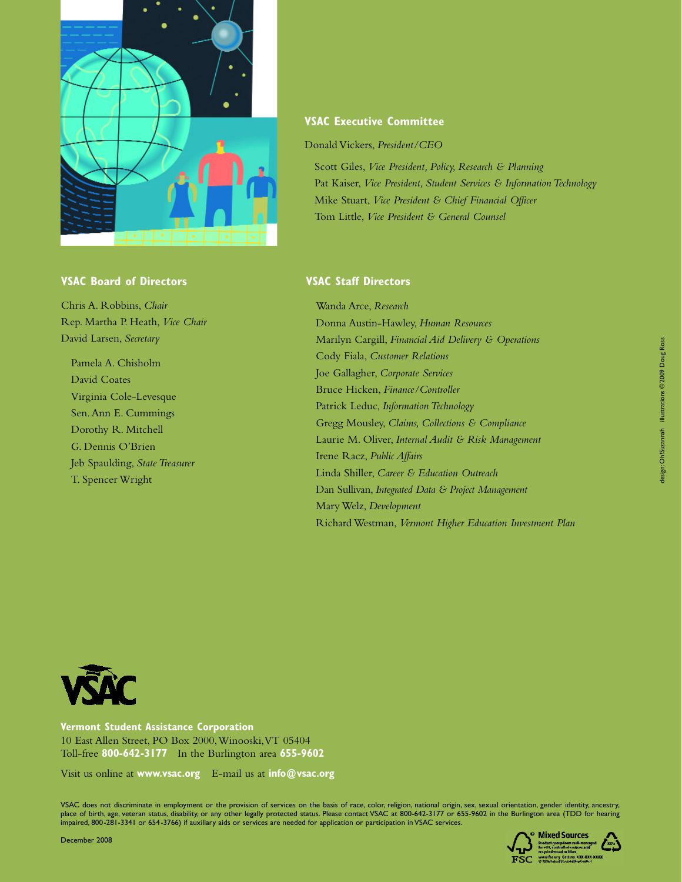## VSAC Executive Committee

Donald Vickers, *President/CEO*

Scott Giles, *Vice President, Policy, Research & Planning*
Pat Kaiser, *Vice President, Student Services & Information Technology*
Mike Stuart, *Vice President & Chief Financial Officer*
Tom Little, *Vice President & General Counsel*

## VSAC Board of Directors

Chris A. Robbins, *Chair*
Rep. Martha P. Heath, *Vice Chair*
David Larsen, *Secretary*

Pamela A. Chisholm
David Coates
Virginia Cole-Levesque
Sen. Ann E. Cummings
Dorothy R. Mitchell
G. Dennis O'Brien
Jeb Spaulding, *State Treasurer*
T. Spencer Wright

## VSAC Staff Directors

Wanda Arce, *Research*
Donna Austin-Hawley, *Human Resources*
Marilyn Cargill, *Financial Aid Delivery & Operations*
Cody Fiala, *Customer Relations*
Joe Gallagher, *Corporate Services*
Bruce Hicken, *Finance/Controller*
Patrick Leduc, *Information Technology*
Gregg Mousley, *Claims, Collections & Compliance*
Laurie M. Oliver, *Internal Audit & Risk Management*
Irene Racz, *Public Affairs*
Linda Shiller, *Career & Education Outreach*
Dan Sullivan, *Integrated Data & Project Management*
Mary Welz, *Development*
Richard Westman, *Vermont Higher Education Investment Plan*

design: Oh!Suzannah illustrations ©2009 Doug Ross

VSAC

**Vermont Student Assistance Corporation**
10 East Allen Street, PO Box 2000, Winooski, VT 05404
Toll-free **800-642-3177** In the Burlington area **655-9602**

Visit us online at **www.vsac.org** E-mail us at **info@vsac.org**

VSAC does not discriminate in employment or the provision of services on the basis of race, color, religion, national origin, sex, sexual orientation, gender identity, ancestry, place of birth, age, veteran status, disability, or any other legally protected status. Please contact VSAC at 800-642-3177 or 655-9602 in the Burlington area (TDD for hearing impaired, 800-281-3341 or 654-3766) if auxiliary aids or services are needed for application or participation in VSAC services.

December 2008

Mixed Sources